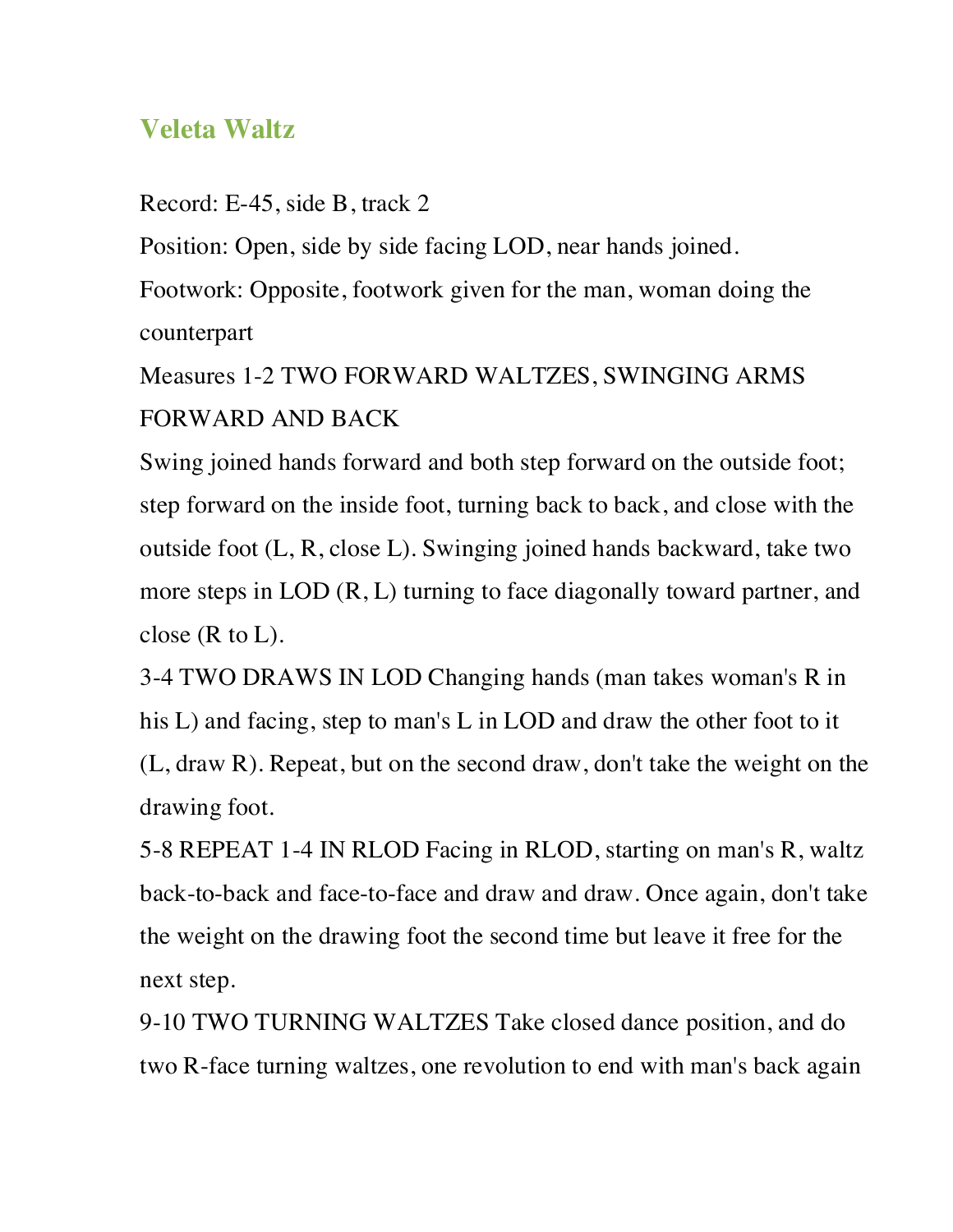# Veleta Waltz

Record: E-45, side B, track 2

Position: Open, side by side facing LOD, near hands joined.

Footwork: Opposite, footwork given for the man, woman doing the counterpart

Measures 1-2 TWO FORWARD WALTZES, SWINGING ARMS FORWARD AND BACK

Swing joined hands forward and both step forward on the outside foot; step forward on the inside foot, turning back to back, and close with the outside foot (L, R, close L). Swinging joined hands backward, take two more steps in LOD (R, L) turning to face diagonally toward partner, and close (R to L).

3-4 TWO DRAWS IN LOD Changing hands (man takes woman's R in his L) and facing, step to man's L in LOD and draw the other foot to it (L, draw R). Repeat, but on the second draw, don't take the weight on the drawing foot.

5-8 REPEAT 1-4 IN RLOD Facing in RLOD, starting on man's R, waltz back-to-back and face-to-face and draw and draw. Once again, don't take the weight on the drawing foot the second time but leave it free for the next step.

9-10 TWO TURNING WALTZES Take closed dance position, and do two R-face turning waltzes, one revolution to end with man's back again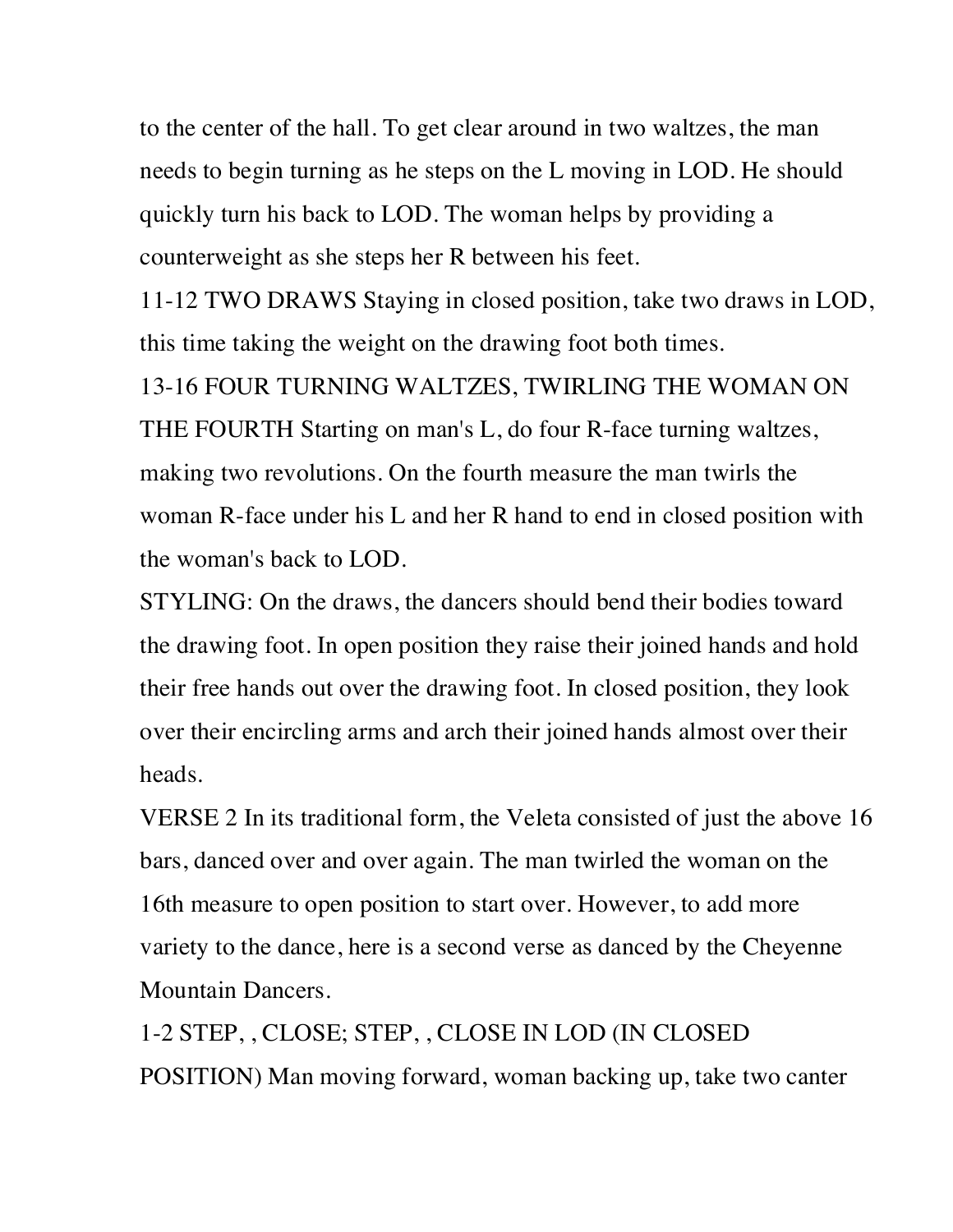to the center of the hall. To get clear around in two waltzes, the man needs to begin turning as he steps on the L moving in LOD. He should quickly turn his back to LOD. The woman helps by providing a counterweight as she steps her R between his feet.

11-12 TWO DRAWS Staying in closed position, take two draws in LOD, this time taking the weight on the drawing foot both times.

13-16 FOUR TURNING WALTZES, TWIRLING THE WOMAN ON THE FOURTH Starting on man's L, do four R-face turning waltzes, making two revolutions. On the fourth measure the man twirls the woman R-face under his L and her R hand to end in closed position with the woman's back to LOD.

STYLING: On the draws, the dancers should bend their bodies toward the drawing foot. In open position they raise their joined hands and hold their free hands out over the drawing foot. In closed position, they look over their encircling arms and arch their joined hands almost over their heads.

VERSE 2 In its traditional form, the Veleta consisted of just the above 16 bars, danced over and over again. The man twirled the woman on the 16th measure to open position to start over. However, to add more variety to the dance, here is a second verse as danced by the Cheyenne Mountain Dancers.

1-2 STEP, , CLOSE; STEP, , CLOSE IN LOD (IN CLOSED POSITION) Man moving forward, woman backing up, take two canter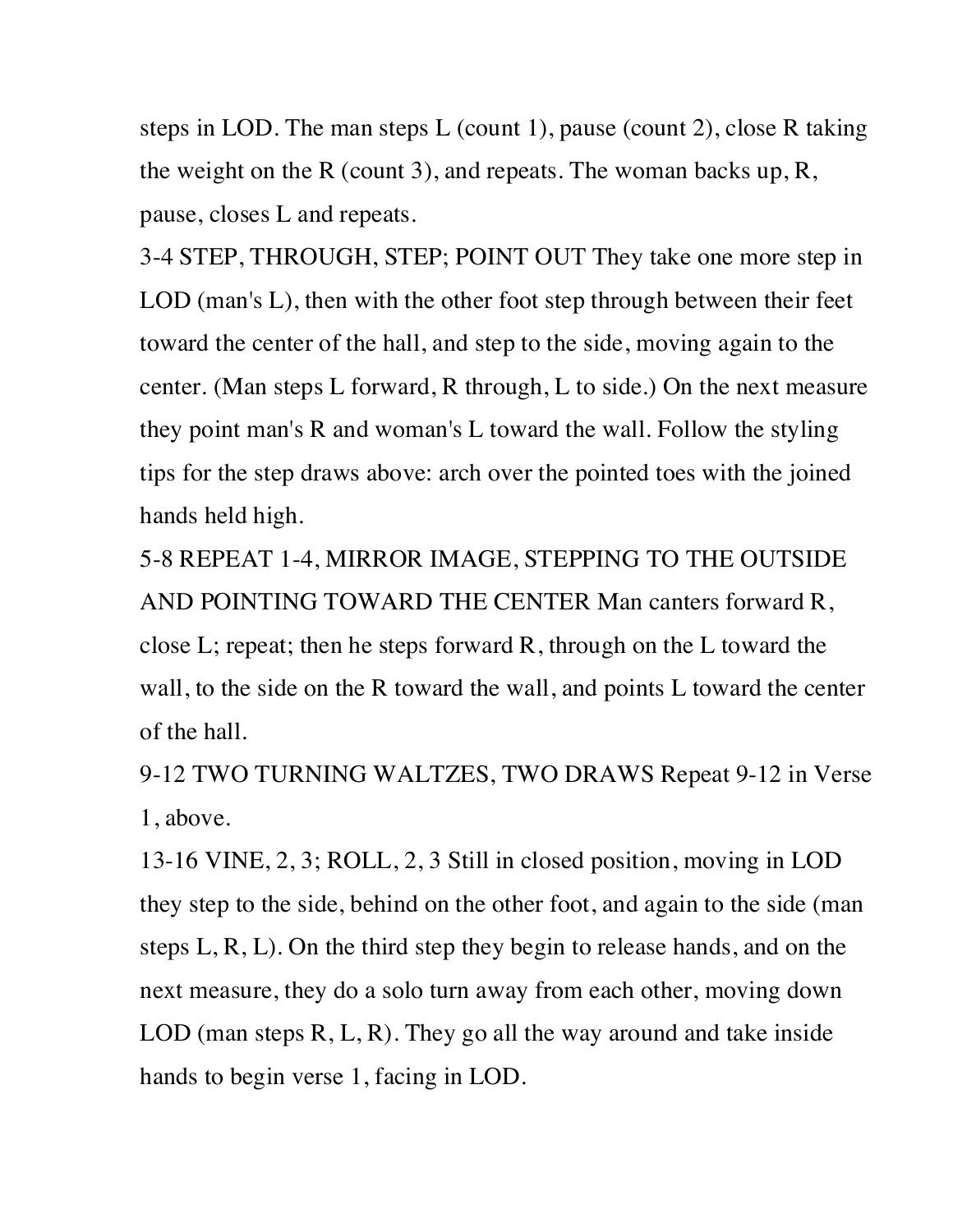steps in LOD. The man steps L (count 1), pause (count 2), close R taking the weight on the R (count 3), and repeats. The woman backs up, R, pause, closes L and repeats.

3-4 STEP, THROUGH, STEP; POINT OUT They take one more step in LOD (man's L), then with the other foot step through between their feet toward the center of the hall, and step to the side, moving again to the center. (Man steps L forward, R through, L to side.) On the next measure they point man's R and woman's L toward the wall. Follow the styling tips for the step draws above: arch over the pointed toes with the joined hands held high.

5-8 REPEAT 1-4, MIRROR IMAGE, STEPPING TO THE OUTSIDE AND POINTING TOWARD THE CENTER Man canters forward R, close L; repeat; then he steps forward R, through on the L toward the wall, to the side on the R toward the wall, and points L toward the center of the hall.

9-12 TWO TURNING WALTZES, TWO DRAWS Repeat 9-12 in Verse 1, above.

13-16 VINE, 2, 3; ROLL, 2, 3 Still in closed position, moving in LOD they step to the side, behind on the other foot, and again to the side (man steps L, R, L). On the third step they begin to release hands, and on the next measure, they do a solo turn away from each other, moving down LOD (man steps R, L, R). They go all the way around and take inside hands to begin verse 1, facing in LOD.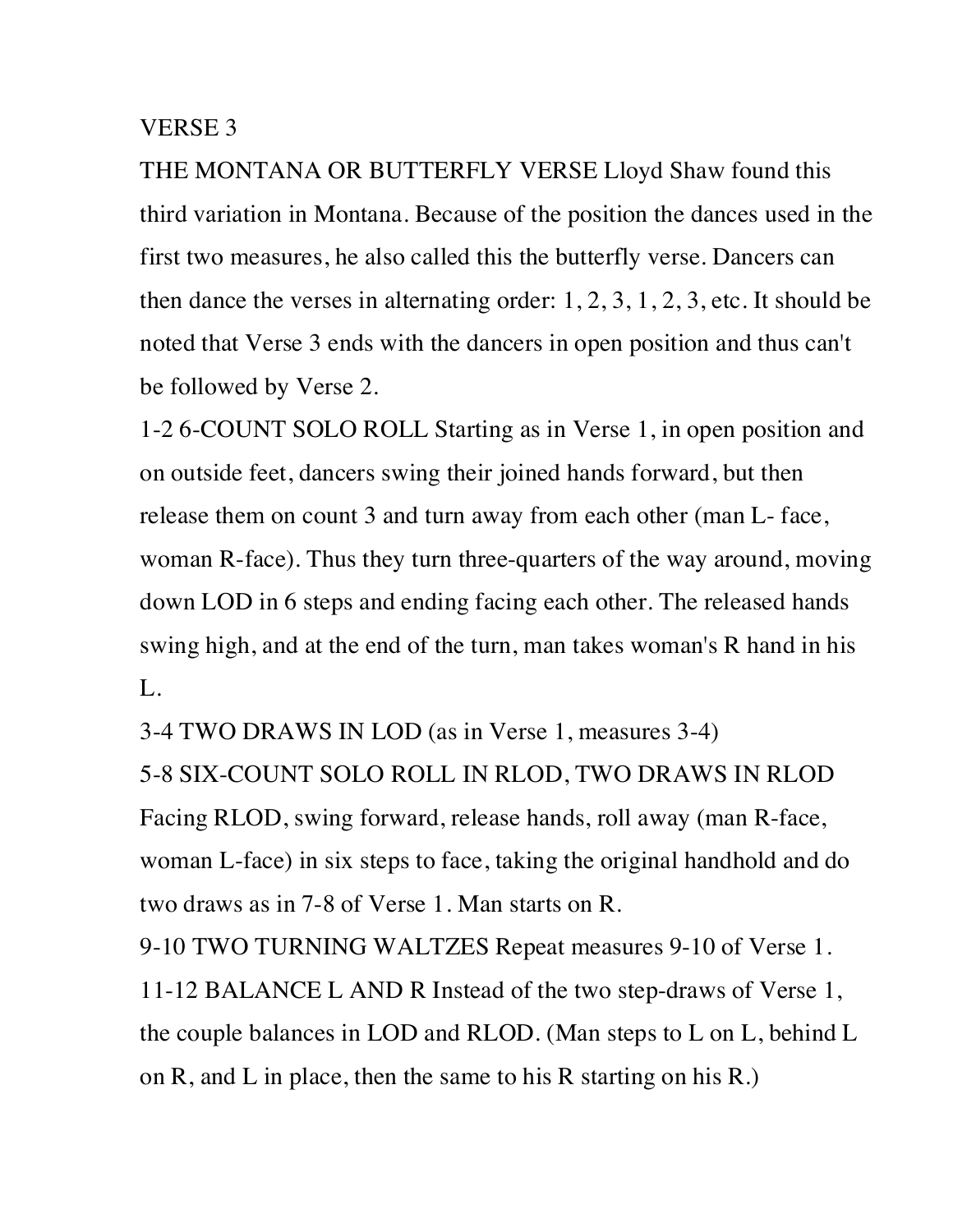## VERSE 3

THE MONTANA OR BUTTERFLY VERSE Lloyd Shaw found this third variation in Montana. Because of the position the dances used in the first two measures, he also called this the butterfly verse. Dancers can then dance the verses in alternating order: 1, 2, 3, 1, 2, 3, etc. It should be noted that Verse 3 ends with the dancers in open position and thus can't be followed by Verse 2.

1-2 6-COUNT SOLO ROLL Starting as in Verse 1, in open position and on outside feet, dancers swing their joined hands forward, but then release them on count 3 and turn away from each other (man L- face, woman R-face). Thus they turn three-quarters of the way around, moving down LOD in 6 steps and ending facing each other. The released hands swing high, and at the end of the turn, man takes woman's R hand in his L.

3-4 TWO DRAWS IN LOD (as in Verse 1, measures 3-4)

5-8 SIX-COUNT SOLO ROLL IN RLOD, TWO DRAWS IN RLOD Facing RLOD, swing forward, release hands, roll away (man R-face, woman L-face) in six steps to face, taking the original handhold and do two draws as in 7-8 of Verse 1. Man starts on R.

9-10 TWO TURNING WALTZES Repeat measures 9-10 of Verse 1.

11-12 BALANCE L AND R Instead of the two step-draws of Verse 1, the couple balances in LOD and RLOD. (Man steps to L on L, behind L on R, and L in place, then the same to his R starting on his R.)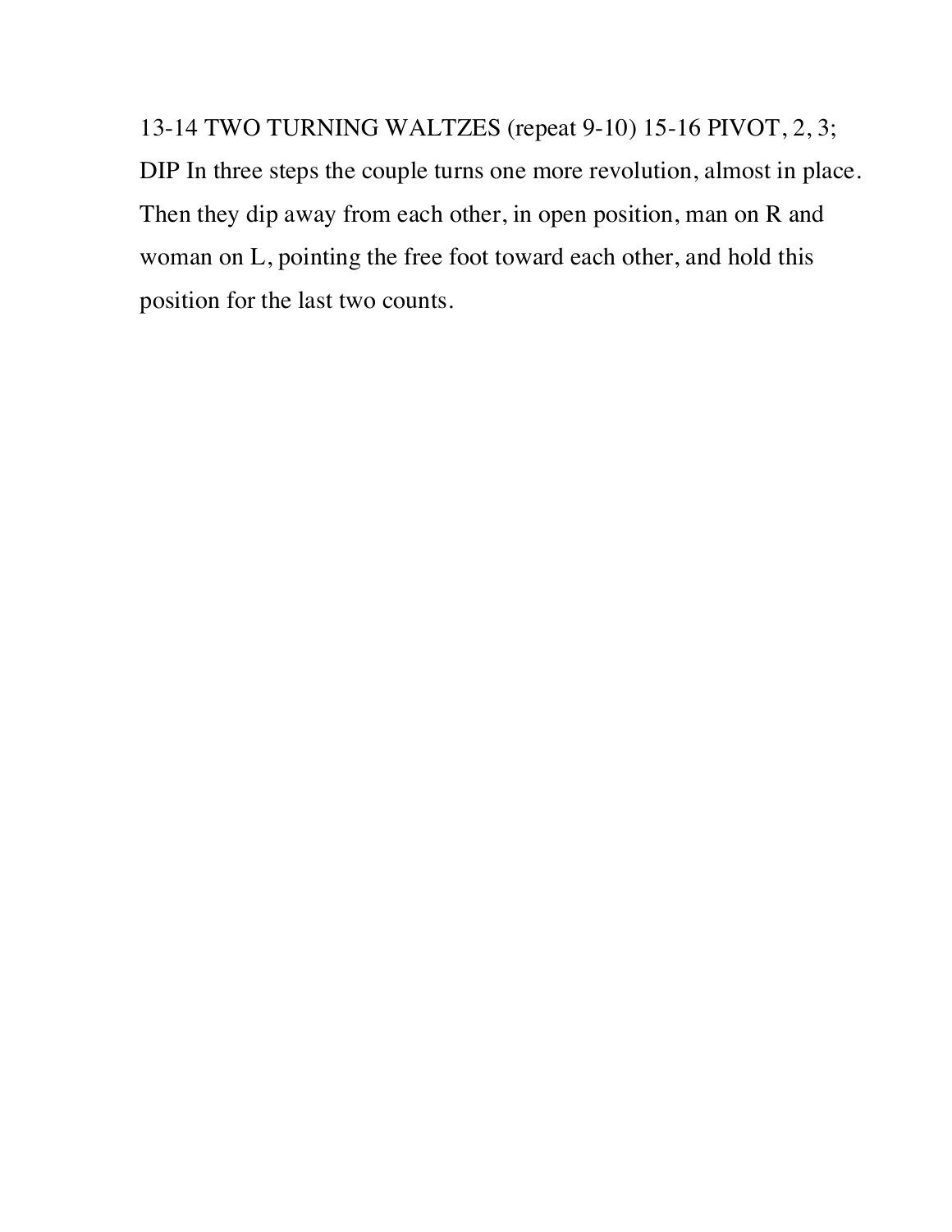13-14 TWO TURNING WALTZES (repeat 9-10) 15-16 PIVOT, 2, 3; DIP In three steps the couple turns one more revolution, almost in place. Then they dip away from each other, in open position, man on R and woman on L, pointing the free foot toward each other, and hold this position for the last two counts.